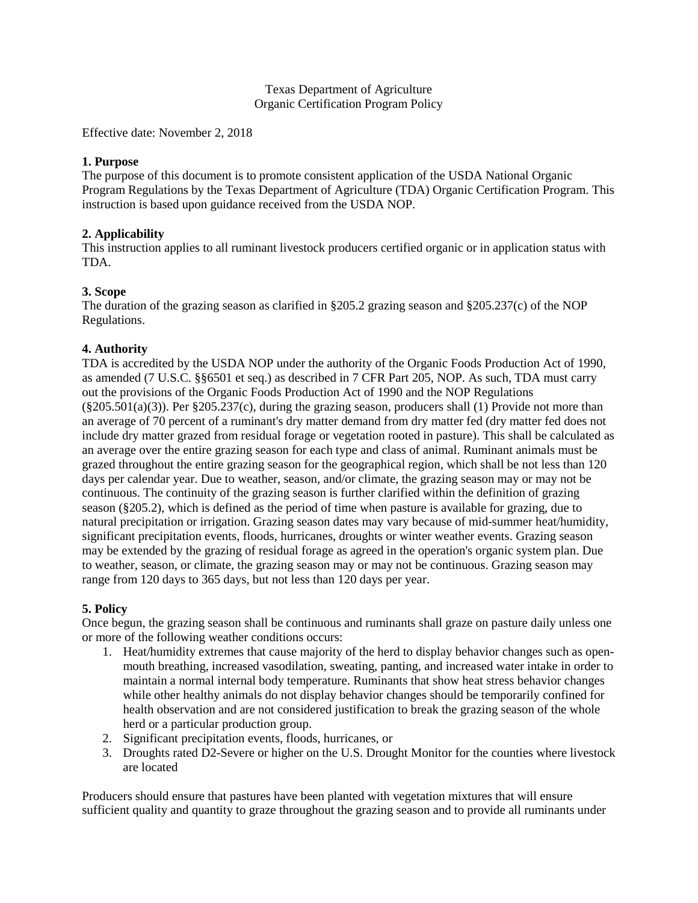Texas Department of Agriculture
Organic Certification Program Policy

Effective date: November 2, 2018

**1. Purpose**
The purpose of this document is to promote consistent application of the USDA National Organic Program Regulations by the Texas Department of Agriculture (TDA) Organic Certification Program. This instruction is based upon guidance received from the USDA NOP.

**2. Applicability**
This instruction applies to all ruminant livestock producers certified organic or in application status with TDA.

**3. Scope**
The duration of the grazing season as clarified in §205.2 grazing season and §205.237(c) of the NOP Regulations.

**4. Authority**
TDA is accredited by the USDA NOP under the authority of the Organic Foods Production Act of 1990, as amended (7 U.S.C. §§6501 et seq.) as described in 7 CFR Part 205, NOP. As such, TDA must carry out the provisions of the Organic Foods Production Act of 1990 and the NOP Regulations (§205.501(a)(3)). Per §205.237(c), during the grazing season, producers shall (1) Provide not more than an average of 70 percent of a ruminant's dry matter demand from dry matter fed (dry matter fed does not include dry matter grazed from residual forage or vegetation rooted in pasture). This shall be calculated as an average over the entire grazing season for each type and class of animal. Ruminant animals must be grazed throughout the entire grazing season for the geographical region, which shall be not less than 120 days per calendar year. Due to weather, season, and/or climate, the grazing season may or may not be continuous. The continuity of the grazing season is further clarified within the definition of grazing season (§205.2), which is defined as the period of time when pasture is available for grazing, due to natural precipitation or irrigation. Grazing season dates may vary because of mid-summer heat/humidity, significant precipitation events, floods, hurricanes, droughts or winter weather events. Grazing season may be extended by the grazing of residual forage as agreed in the operation's organic system plan. Due to weather, season, or climate, the grazing season may or may not be continuous. Grazing season may range from 120 days to 365 days, but not less than 120 days per year.

**5. Policy**
Once begun, the grazing season shall be continuous and ruminants shall graze on pasture daily unless one or more of the following weather conditions occurs:

1. Heat/humidity extremes that cause majority of the herd to display behavior changes such as open-mouth breathing, increased vasodilation, sweating, panting, and increased water intake in order to maintain a normal internal body temperature. Ruminants that show heat stress behavior changes while other healthy animals do not display behavior changes should be temporarily confined for health observation and are not considered justification to break the grazing season of the whole herd or a particular production group.
2. Significant precipitation events, floods, hurricanes, or
3. Droughts rated D2-Severe or higher on the U.S. Drought Monitor for the counties where livestock are located

Producers should ensure that pastures have been planted with vegetation mixtures that will ensure sufficient quality and quantity to graze throughout the grazing season and to provide all ruminants under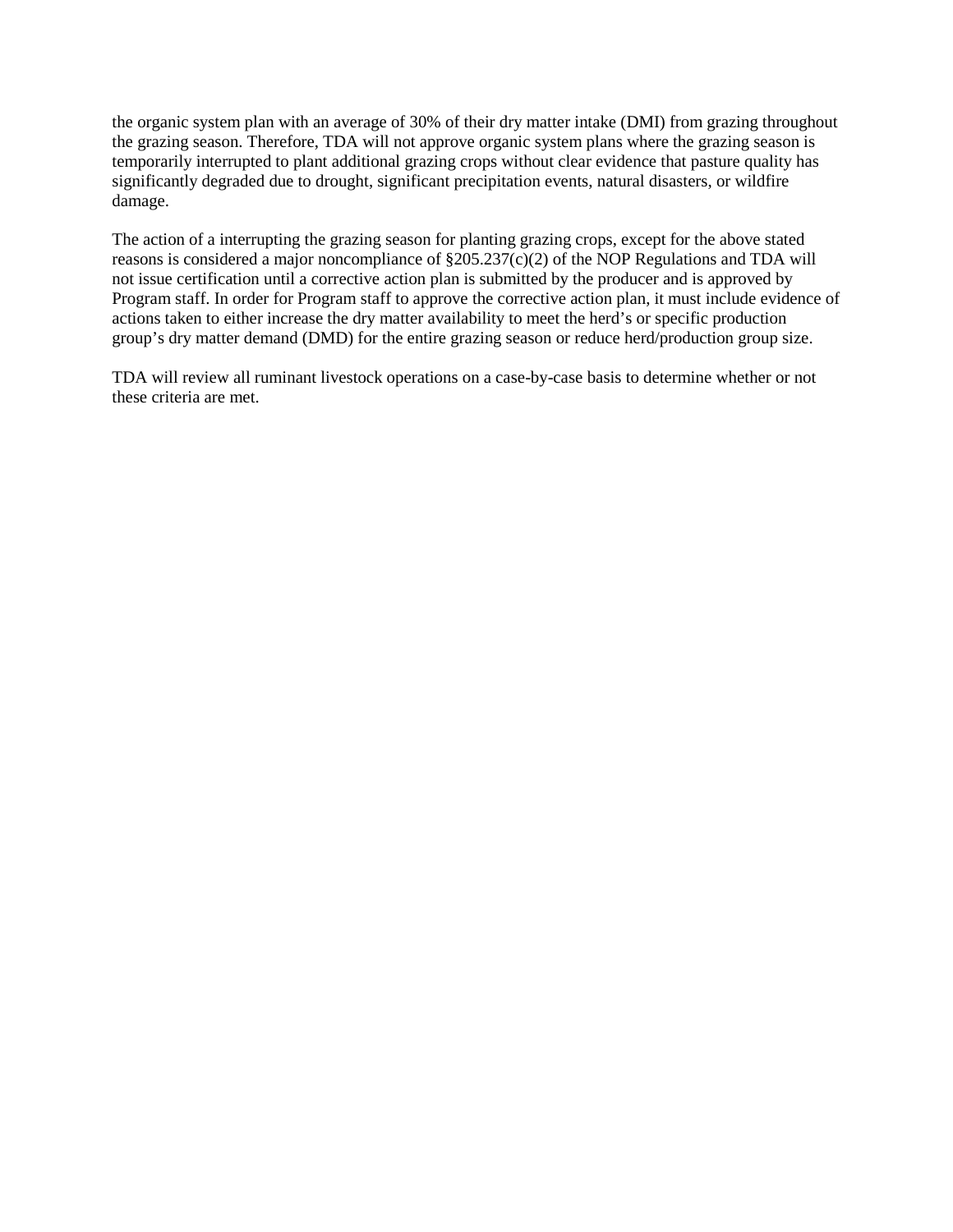the organic system plan with an average of 30% of their dry matter intake (DMI) from grazing throughout the grazing season. Therefore, TDA will not approve organic system plans where the grazing season is temporarily interrupted to plant additional grazing crops without clear evidence that pasture quality has significantly degraded due to drought, significant precipitation events, natural disasters, or wildfire damage.

The action of a interrupting the grazing season for planting grazing crops, except for the above stated reasons is considered a major noncompliance of §205.237(c)(2) of the NOP Regulations and TDA will not issue certification until a corrective action plan is submitted by the producer and is approved by Program staff. In order for Program staff to approve the corrective action plan, it must include evidence of actions taken to either increase the dry matter availability to meet the herd's or specific production group's dry matter demand (DMD) for the entire grazing season or reduce herd/production group size.

TDA will review all ruminant livestock operations on a case-by-case basis to determine whether or not these criteria are met.